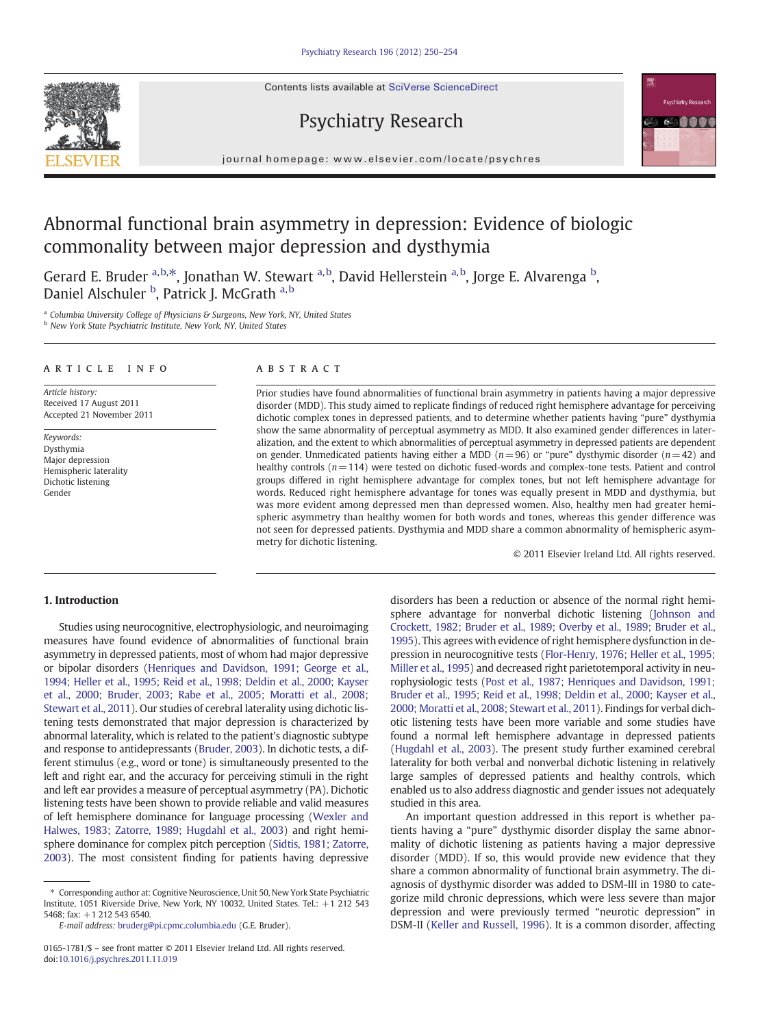# Abnormal functional brain asymmetry in depression: Evidence of biologic commonality between major depression and dysthymia

Gerard E. Bruder [a,b,*], Jonathan W. Stewart [a,b], David Hellerstein [a,b], Jorge E. Alvarenga [b], Daniel Alschuler [b], Patrick J. McGrath [a,b]

[a] Columbia University College of Physicians & Surgeons, New York, NY, United States
[b] New York State Psychiatric Institute, New York, NY, United States

## ARTICLE INFO

*Article history:*
Received 17 August 2011
Accepted 21 November 2011

*Keywords:*
Dysthymia
Major depression
Hemispheric laterality
Dichotic listening
Gender

## ABSTRACT

Prior studies have found abnormalities of functional brain asymmetry in patients having a major depressive disorder (MDD). This study aimed to replicate findings of reduced right hemisphere advantage for perceiving dichotic complex tones in depressed patients, and to determine whether patients having "pure" dysthymia show the same abnormality of perceptual asymmetry as MDD. It also examined gender differences in lateralization, and the extent to which abnormalities of perceptual asymmetry in depressed patients are dependent on gender. Unmedicated patients having either a MDD ($n=96$) or "pure" dysthymic disorder ($n=42$) and healthy controls ($n=114$) were tested on dichotic fused-words and complex-tone tests. Patient and control groups differed in right hemisphere advantage for complex tones, but not left hemisphere advantage for words. Reduced right hemisphere advantage for tones was equally present in MDD and dysthymia, but was more evident among depressed men than depressed women. Also, healthy men had greater hemispheric asymmetry than healthy women for both words and tones, whereas this gender difference was not seen for depressed patients. Dysthymia and MDD share a common abnormality of hemispheric asymmetry for dichotic listening.

© 2011 Elsevier Ireland Ltd. All rights reserved.

## 1. Introduction

Studies using neurocognitive, electrophysiologic, and neuroimaging measures have found evidence of abnormalities of functional brain asymmetry in depressed patients, most of whom had major depressive or bipolar disorders (Henriques and Davidson, 1991; George et al., 1994; Heller et al., 1995; Reid et al., 1998; Deldin et al., 2000; Kayser et al., 2000; Bruder, 2003; Rabe et al., 2005; Moratti et al., 2008; Stewart et al., 2011). Our studies of cerebral laterality using dichotic listening tests demonstrated that major depression is characterized by abnormal laterality, which is related to the patient's diagnostic subtype and response to antidepressants (Bruder, 2003). In dichotic tests, a different stimulus (e.g., word or tone) is simultaneously presented to the left and right ear, and the accuracy for perceiving stimuli in the right and left ear provides a measure of perceptual asymmetry (PA). Dichotic listening tests have been shown to provide reliable and valid measures of left hemisphere dominance for language processing (Wexler and Halwes, 1983; Zatorre, 1989; Hugdahl et al., 2003) and right hemisphere dominance for complex pitch perception (Sidtis, 1981; Zatorre, 2003). The most consistent finding for patients having depressive disorders has been a reduction or absence of the normal right hemisphere advantage for nonverbal dichotic listening (Johnson and Crockett, 1982; Bruder et al., 1989; Overby et al., 1989; Bruder et al., 1995). This agrees with evidence of right hemisphere dysfunction in depression in neurocognitive tests (Flor-Henry, 1976; Heller et al., 1995; Miller et al., 1995) and decreased right parietotemporal activity in neurophysiologic tests (Post et al., 1987; Henriques and Davidson, 1991; Bruder et al., 1995; Reid et al., 1998; Deldin et al., 2000; Kayser et al., 2000; Moratti et al., 2008; Stewart et al., 2011). Findings for verbal dichotic listening tests have been more variable and some studies have found a normal left hemisphere advantage in depressed patients (Hugdahl et al., 2003). The present study further examined cerebral laterality for both verbal and nonverbal dichotic listening in relatively large samples of depressed patients and healthy controls, which enabled us to also address diagnostic and gender issues not adequately studied in this area.

An important question addressed in this report is whether patients having a "pure" dysthymic disorder display the same abnormality of dichotic listening as patients having a major depressive disorder (MDD). If so, this would provide new evidence that they share a common abnormality of functional brain asymmetry. The diagnosis of dysthymic disorder was added to DSM-III in 1980 to categorize mild chronic depressions, which were less severe than major depression and were previously termed "neurotic depression" in DSM-II (Keller and Russell, 1996). It is a common disorder, affecting

\* Corresponding author at: Cognitive Neuroscience, Unit 50, New York State Psychiatric Institute, 1051 Riverside Drive, New York, NY 10032, United States. Tel.: +1 212 543 5468; fax: +1 212 543 6540.
*E-mail address:* bruderg@pi.cpmc.columbia.edu (G.E. Bruder).

0165-1781/$ – see front matter © 2011 Elsevier Ireland Ltd. All rights reserved.
doi:10.1016/j.psychres.2011.11.019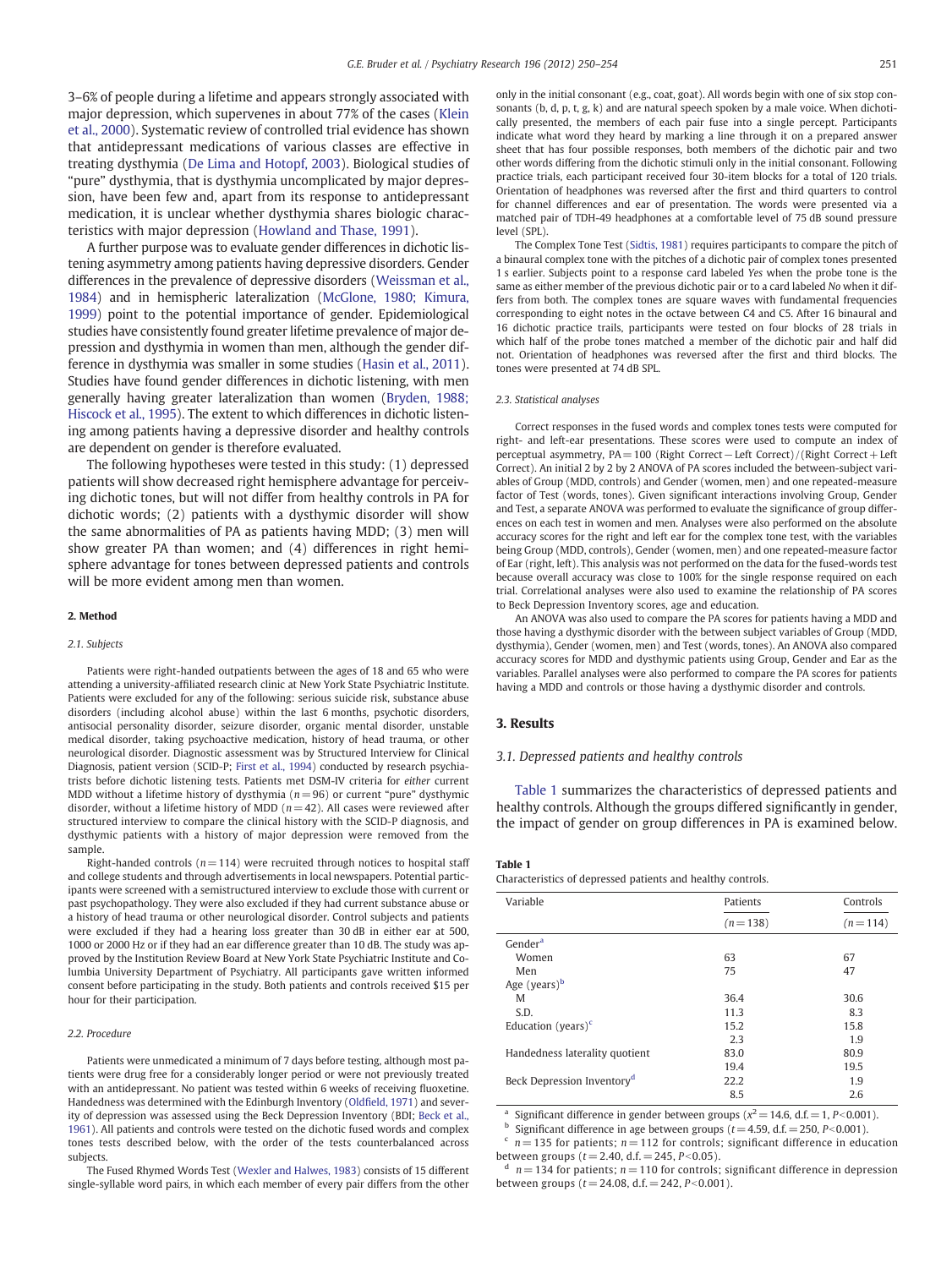3–6% of people during a lifetime and appears strongly associated with major depression, which supervenes in about 77% of the cases (Klein et al., 2000). Systematic review of controlled trial evidence has shown that antidepressant medications of various classes are effective in treating dysthymia (De Lima and Hotopf, 2003). Biological studies of "pure" dysthymia, that is dysthymia uncomplicated by major depression, have been few and, apart from its response to antidepressant medication, it is unclear whether dysthymia shares biologic characteristics with major depression (Howland and Thase, 1991).

A further purpose was to evaluate gender differences in dichotic listening asymmetry among patients having depressive disorders. Gender differences in the prevalence of depressive disorders (Weissman et al., 1984) and in hemispheric lateralization (McGlone, 1980; Kimura, 1999) point to the potential importance of gender. Epidemiological studies have consistently found greater lifetime prevalence of major depression and dysthymia in women than men, although the gender difference in dysthymia was smaller in some studies (Hasin et al., 2011). Studies have found gender differences in dichotic listening, with men generally having greater lateralization than women (Bryden, 1988; Hiscock et al., 1995). The extent to which differences in dichotic listening among patients having a depressive disorder and healthy controls are dependent on gender is therefore evaluated.

The following hypotheses were tested in this study: (1) depressed patients will show decreased right hemisphere advantage for perceiving dichotic tones, but will not differ from healthy controls in PA for dichotic words; (2) patients with a dysthymic disorder will show the same abnormalities of PA as patients having MDD; (3) men will show greater PA than women; and (4) differences in right hemisphere advantage for tones between depressed patients and controls will be more evident among men than women.

## 2. Method

### 2.1. Subjects

Patients were right-handed outpatients between the ages of 18 and 65 who were attending a university-affiliated research clinic at New York State Psychiatric Institute. Patients were excluded for any of the following: serious suicide risk, substance abuse disorders (including alcohol abuse) within the last 6 months, psychotic disorders, antisocial personality disorder, seizure disorder, organic mental disorder, unstable medical disorder, taking psychoactive medication, history of head trauma, or other neurological disorder. Diagnostic assessment was by Structured Interview for Clinical Diagnosis, patient version (SCID-P; First et al., 1994) conducted by research psychiatrists before dichotic listening tests. Patients met DSM-IV criteria for *either* current MDD without a lifetime history of dysthymia ($n=96$) or current "pure" dysthymic disorder, without a lifetime history of MDD ($n=42$). All cases were reviewed after structured interview to compare the clinical history with the SCID-P diagnosis, and dysthymic patients with a history of major depression were removed from the sample.

Right-handed controls ($n=114$) were recruited through notices to hospital staff and college students and through advertisements in local newspapers. Potential participants were screened with a semistructured interview to exclude those with current or past psychopathology. They were also excluded if they had current substance abuse or a history of head trauma or other neurological disorder. Control subjects and patients were excluded if they had a hearing loss greater than 30 dB in either ear at 500, 1000 or 2000 Hz or if they had an ear difference greater than 10 dB. The study was approved by the Institution Review Board at New York State Psychiatric Institute and Columbia University Department of Psychiatry. All participants gave written informed consent before participating in the study. Both patients and controls received $15 per hour for their participation.

### 2.2. Procedure

Patients were unmedicated a minimum of 7 days before testing, although most patients were drug free for a considerably longer period or were not previously treated with an antidepressant. No patient was tested within 6 weeks of receiving fluoxetine. Handedness was determined with the Edinburgh Inventory (Oldfield, 1971) and severity of depression was assessed using the Beck Depression Inventory (BDI; Beck et al., 1961). All patients and controls were tested on the dichotic fused words and complex tones tests described below, with the order of the tests counterbalanced across subjects.

The Fused Rhymed Words Test (Wexler and Halwes, 1983) consists of 15 different single-syllable word pairs, in which each member of every pair differs from the other only in the initial consonant (e.g., coat, goat). All words begin with one of six stop consonants (b, d, p, t, g, k) and are natural speech spoken by a male voice. When dichotically presented, the members of each pair fuse into a single percept. Participants indicate what word they heard by marking a line through it on a prepared answer sheet that has four possible responses, both members of the dichotic pair and two other words differing from the dichotic stimuli only in the initial consonant. Following practice trials, each participant received four 30-item blocks for a total of 120 trials. Orientation of headphones was reversed after the first and third quarters to control for channel differences and ear of presentation. The words were presented via a matched pair of TDH-49 headphones at a comfortable level of 75 dB sound pressure level (SPL).

The Complex Tone Test (Sidtis, 1981) requires participants to compare the pitch of a binaural complex tone with the pitches of a dichotic pair of complex tones presented 1 s earlier. Subjects point to a response card labeled *Yes* when the probe tone is the same as either member of the previous dichotic pair or to a card labeled *No* when it differs from both. The complex tones are square waves with fundamental frequencies corresponding to eight notes in the octave between C4 and C5. After 16 binaural and 16 dichotic practice trails, participants were tested on four blocks of 28 trials in which half of the probe tones matched a member of the dichotic pair and half did not. Orientation of headphones was reversed after the first and third blocks. The tones were presented at 74 dB SPL.

### 2.3. Statistical analyses

Correct responses in the fused words and complex tones tests were computed for right- and left-ear presentations. These scores were used to compute an index of perceptual asymmetry, PA = 100 (Right Correct − Left Correct)/(Right Correct + Left Correct). An initial 2 by 2 by 2 ANOVA of PA scores included the between-subject variables of Group (MDD, controls) and Gender (women, men) and one repeated-measure factor of Test (words, tones). Given significant interactions involving Group, Gender and Test, a separate ANOVA was performed to evaluate the significance of group differences on each test in women and men. Analyses were also performed on the absolute accuracy scores for the right and left ear for the complex tone test, with the variables being Group (MDD, controls), Gender (women, men) and one repeated-measure factor of Ear (right, left). This analysis was not performed on the data for the fused-words test because overall accuracy was close to 100% for the single response required on each trial. Correlational analyses were also used to examine the relationship of PA scores to Beck Depression Inventory scores, age and education.

An ANOVA was also used to compare the PA scores for patients having a MDD and those having a dysthymic disorder with the between subject variables of Group (MDD, dysthymia), Gender (women, men) and Test (words, tones). An ANOVA also compared accuracy scores for MDD and dysthymic patients using Group, Gender and Ear as the variables. Parallel analyses were also performed to compare the PA scores for patients having a MDD and controls or those having a dysthymic disorder and controls.

## 3. Results

### 3.1. Depressed patients and healthy controls

Table 1 summarizes the characteristics of depressed patients and healthy controls. Although the groups differed significantly in gender, the impact of gender on group differences in PA is examined below.

**Table 1**
Characteristics of depressed patients and healthy controls.

| Variable | Patients ($n=138$) | Controls ($n=114$) |
|---|---|---|
| Gender[a] | | |
| Women | 63 | 67 |
| Men | 75 | 47 |
| Age (years)[b] | | |
| M | 36.4 | 30.6 |
| S.D. | 11.3 | 8.3 |
| Education (years)[c] | 15.2 | 15.8 |
| | 2.3 | 1.9 |
| Handedness laterality quotient | 83.0 | 80.9 |
| | 19.4 | 19.5 |
| Beck Depression Inventory[d] | 22.2 | 1.9 |
| | 8.5 | 2.6 |

[a] Significant difference in gender between groups ($x^2=14.6$, d.f. = 1, $P<0.001$).
[b] Significant difference in age between groups ($t=4.59$, d.f. = 250, $P<0.001$).
[c] $n=135$ for patients; $n=112$ for controls; significant difference in education between groups ($t=2.40$, d.f. = 245, $P<0.05$).
[d] $n=134$ for patients; $n=110$ for controls; significant difference in depression between groups ($t=24.08$, d.f. = 242, $P<0.001$).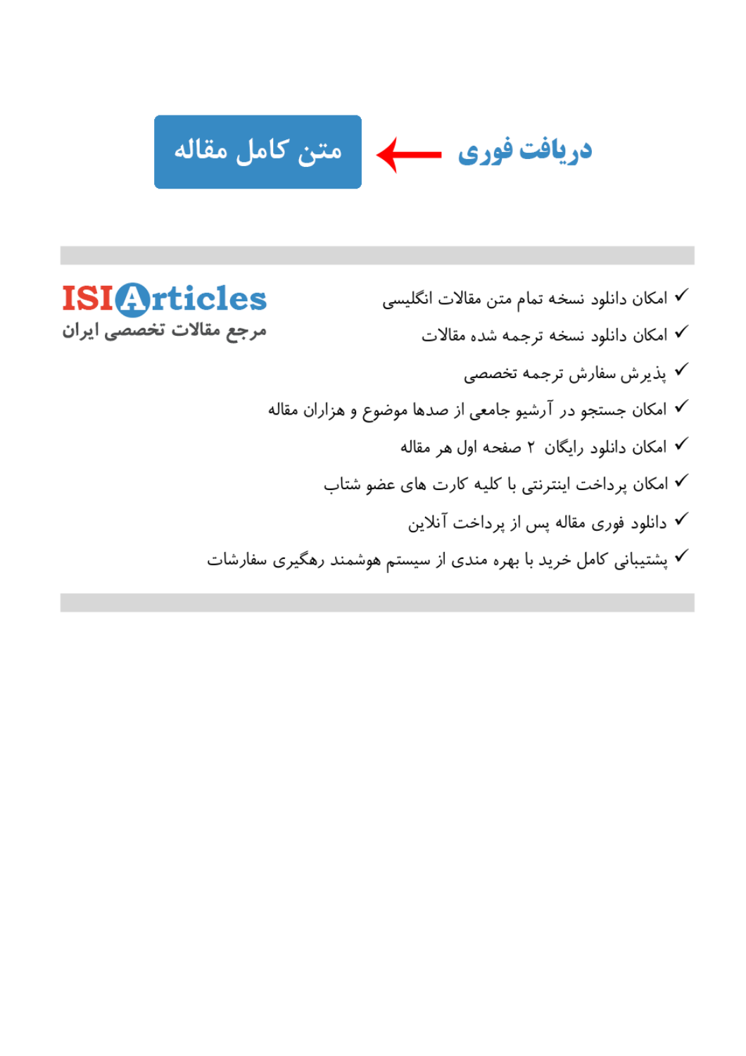دریافت فوری ← متن کامل مقاله

ISIArticles

مرجع مقالات تخصصی ایران

- ✓ امکان دانلود نسخه تمام متن مقالات انگلیسی
- ✓ امکان دانلود نسخه ترجمه شده مقالات
- ✓ پذیرش سفارش ترجمه تخصصی
- ✓ امکان جستجو در آرشیو جامعی از صدها موضوع و هزاران مقاله
- ✓ امکان دانلود رایگان ۲ صفحه اول هر مقاله
- ✓ امکان پرداخت اینترنتی با کلیه کارت های عضو شتاب
- ✓ دانلود فوری مقاله پس از پرداخت آنلاین
- ✓ پشتیبانی کامل خرید با بهره مندی از سیستم هوشمند رهگیری سفارشات